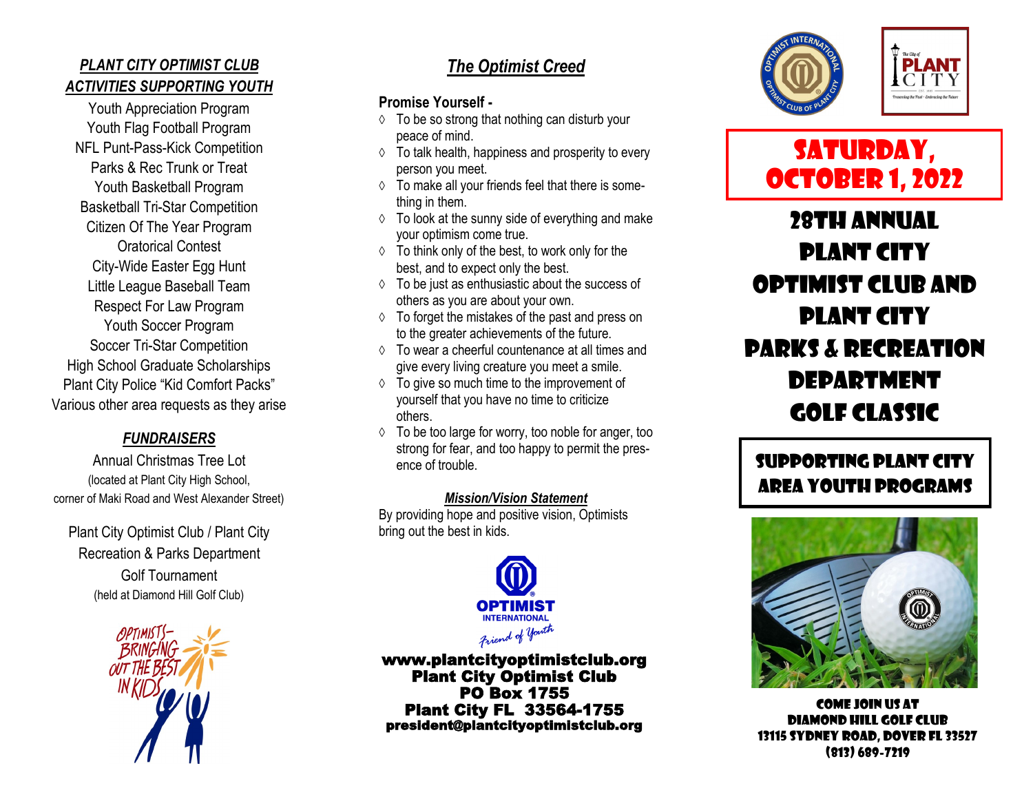## *PLANT CITY OPTIMIST CLUB ACTIVITIES SUPPORTING YOUTH*

Youth Appreciation Program
Youth Flag Football Program
NFL Punt-Pass-Kick Competition
Parks & Rec Trunk or Treat
Youth Basketball Program
Basketball Tri-Star Competition
Citizen Of The Year Program
Oratorical Contest
City-Wide Easter Egg Hunt
Little League Baseball Team
Respect For Law Program
Youth Soccer Program
Soccer Tri-Star Competition
High School Graduate Scholarships
Plant City Police "Kid Comfort Packs"
Various other area requests as they arise

## *FUNDRAISERS*

Annual Christmas Tree Lot
(located at Plant City High School, corner of Maki Road and West Alexander Street)

Plant City Optimist Club / Plant City Recreation & Parks Department Golf Tournament
(held at Diamond Hill Golf Club)

OPTIMISTS– BRINGING OUT THE BEST IN KIDS

## *The Optimist Creed*

**Promise Yourself -**

- To be so strong that nothing can disturb your peace of mind.
- To talk health, happiness and prosperity to every person you meet.
- To make all your friends feel that there is something in them.
- To look at the sunny side of everything and make your optimism come true.
- To think only of the best, to work only for the best, and to expect only the best.
- To be just as enthusiastic about the success of others as you are about your own.
- To forget the mistakes of the past and press on to the greater achievements of the future.
- To wear a cheerful countenance at all times and give every living creature you meet a smile.
- To give so much time to the improvement of yourself that you have no time to criticize others.
- To be too large for worry, too noble for anger, too strong for fear, and too happy to permit the presence of trouble.

### *Mission/Vision Statement*

By providing hope and positive vision, Optimists bring out the best in kids.

OPTIMIST INTERNATIONAL
Friend of Youth

**www.plantcityoptimistclub.org**
**Plant City Optimist Club**
**PO Box 1755**
**Plant City FL 33564-1755**
**president@plantcityoptimistclub.org**

# SATURDAY, OCTOBER 1, 2022

# 28TH ANNUAL PLANT CITY OPTIMIST CLUB AND PLANT CITY PARKS & RECREATION DEPARTMENT GOLF CLASSIC

## SUPPORTING PLANT CITY AREA YOUTH PROGRAMS

**COME JOIN US AT**
**DIAMOND HILL GOLF CLUB**
**13115 SYDNEY ROAD, DOVER FL 33527**
**(813) 689-7219**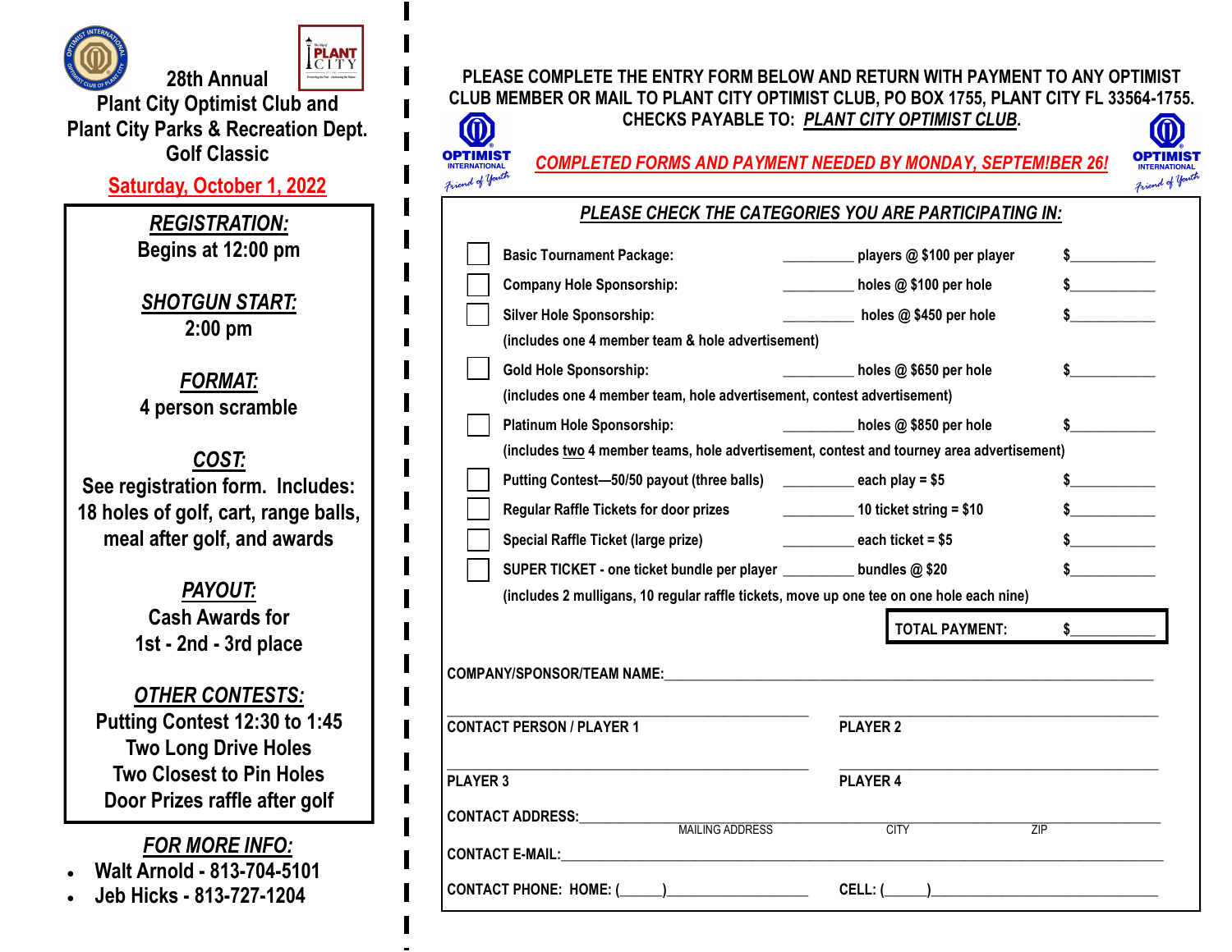# 28th Annual Plant City Optimist Club and Plant City Parks & Recreation Dept. Golf Classic

**Saturday, October 1, 2022**

***REGISTRATION:***
**Begins at 12:00 pm**

***SHOTGUN START:***
**2:00 pm**

***FORMAT:***
**4 person scramble**

***COST:***
**See registration form. Includes: 18 holes of golf, cart, range balls, meal after golf, and awards**

***PAYOUT:***
**Cash Awards for 1st - 2nd - 3rd place**

***OTHER CONTESTS:***
**Putting Contest 12:30 to 1:45**
**Two Long Drive Holes**
**Two Closest to Pin Holes**
**Door Prizes raffle after golf**

***FOR MORE INFO:***

- **Walt Arnold - 813-704-5101**
- **Jeb Hicks - 813-727-1204**

---

**PLEASE COMPLETE THE ENTRY FORM BELOW AND RETURN WITH PAYMENT TO ANY OPTIMIST CLUB MEMBER OR MAIL TO PLANT CITY OPTIMIST CLUB, PO BOX 1755, PLANT CITY FL 33564-1755. CHECKS PAYABLE TO: *PLANT CITY OPTIMIST CLUB*.**

***COMPLETED FORMS AND PAYMENT NEEDED BY MONDAY, SEPTEM!BER 26!***

***PLEASE CHECK THE CATEGORIES YOU ARE PARTICIPATING IN:***

| | | | |
|---|---|---|---|
| ☐ Basic Tournament Package: | _________ | players @ $100 per player | $___________ |
| ☐ Company Hole Sponsorship: | _________ | holes @ $100 per hole | $___________ |
| ☐ Silver Hole Sponsorship: (includes one 4 member team & hole advertisement) | _________ | holes @ $450 per hole | $___________ |
| ☐ Gold Hole Sponsorship: (includes one 4 member team, hole advertisement, contest advertisement) | _________ | holes @ $650 per hole | $___________ |
| ☐ Platinum Hole Sponsorship: (includes two 4 member teams, hole advertisement, contest and tourney area advertisement) | _________ | holes @ $850 per hole | $___________ |
| ☐ Putting Contest—50/50 payout (three balls) | _________ | each play = $5 | $___________ |
| ☐ Regular Raffle Tickets for door prizes | _________ | 10 ticket string = $10 | $___________ |
| ☐ Special Raffle Ticket (large prize) | _________ | each ticket = $5 | $___________ |
| ☐ SUPER TICKET - one ticket bundle per player (includes 2 mulligans, 10 regular raffle tickets, move up one tee on one hole each nine) | _________ | bundles @ $20 | $___________ |

**TOTAL PAYMENT: $___________**

COMPANY/SPONSOR/TEAM NAME:_______________________________________________

CONTACT PERSON / PLAYER 1 ______________________ PLAYER 2 ______________________

PLAYER 3 ______________________ PLAYER 4 ______________________

CONTACT ADDRESS:_______________________________________________
MAILING ADDRESS CITY ZIP

CONTACT E-MAIL:_______________________________________________

CONTACT PHONE: HOME: (______)__________________ CELL: (______)__________________